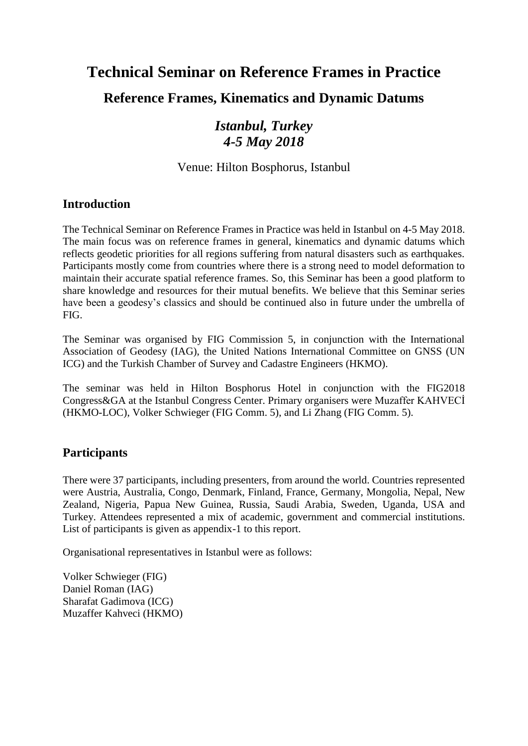# Technical Seminar on Reference Frames in Practice

## Reference Frames, Kinematics and Dynamic Datums

### *Istanbul, Turkey*
### *4-5 May 2018*

Venue: Hilton Bosphorus, Istanbul

## Introduction

The Technical Seminar on Reference Frames in Practice was held in Istanbul on 4-5 May 2018. The main focus was on reference frames in general, kinematics and dynamic datums which reflects geodetic priorities for all regions suffering from natural disasters such as earthquakes. Participants mostly come from countries where there is a strong need to model deformation to maintain their accurate spatial reference frames. So, this Seminar has been a good platform to share knowledge and resources for their mutual benefits. We believe that this Seminar series have been a geodesy's classics and should be continued also in future under the umbrella of FIG.

The Seminar was organised by FIG Commission 5, in conjunction with the International Association of Geodesy (IAG), the United Nations International Committee on GNSS (UN ICG) and the Turkish Chamber of Survey and Cadastre Engineers (HKMO).

The seminar was held in Hilton Bosphorus Hotel in conjunction with the FIG2018 Congress&GA at the Istanbul Congress Center. Primary organisers were Muzaffer KAHVECİ (HKMO-LOC), Volker Schwieger (FIG Comm. 5), and Li Zhang (FIG Comm. 5).

## Participants

There were 37 participants, including presenters, from around the world. Countries represented were Austria, Australia, Congo, Denmark, Finland, France, Germany, Mongolia, Nepal, New Zealand, Nigeria, Papua New Guinea, Russia, Saudi Arabia, Sweden, Uganda, USA and Turkey. Attendees represented a mix of academic, government and commercial institutions. List of participants is given as appendix-1 to this report.

Organisational representatives in Istanbul were as follows:

Volker Schwieger (FIG)
Daniel Roman (IAG)
Sharafat Gadimova (ICG)
Muzaffer Kahveci (HKMO)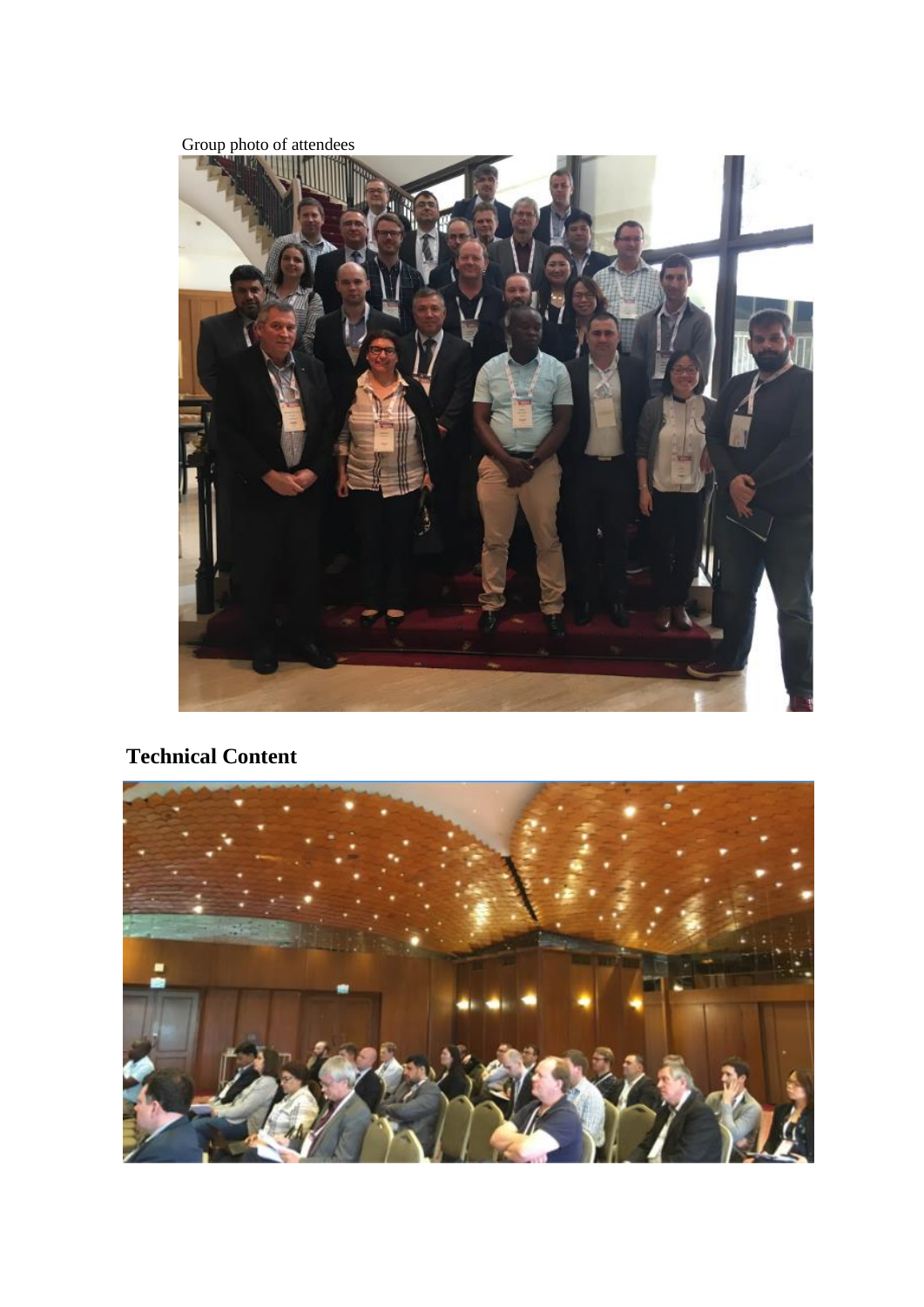Group photo of attendees

## Technical Content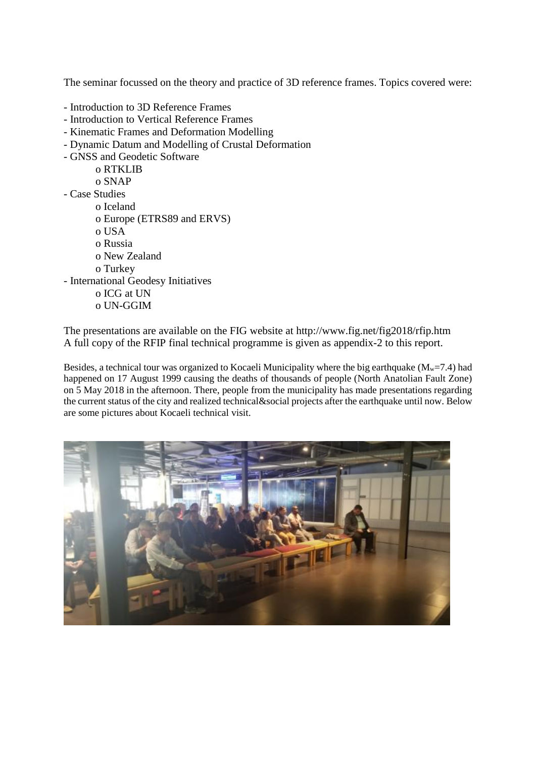The seminar focussed on the theory and practice of 3D reference frames. Topics covered were:

- Introduction to 3D Reference Frames
- Introduction to Vertical Reference Frames
- Kinematic Frames and Deformation Modelling
- Dynamic Datum and Modelling of Crustal Deformation
- GNSS and Geodetic Software
    - RTKLIB
    - SNAP
- Case Studies
    - Iceland
    - Europe (ETRS89 and ERVS)
    - USA
    - Russia
    - New Zealand
    - Turkey
- International Geodesy Initiatives
    - ICG at UN
    - UN-GGIM

The presentations are available on the FIG website at http://www.fig.net/fig2018/rfip.htm
A full copy of the RFIP final technical programme is given as appendix-2 to this report.

Besides, a technical tour was organized to Kocaeli Municipality where the big earthquake ($M_w$=7.4) had happened on 17 August 1999 causing the deaths of thousands of people (North Anatolian Fault Zone) on 5 May 2018 in the afternoon. There, people from the municipality has made presentations regarding the current status of the city and realized technical&social projects after the earthquake until now. Below are some pictures about Kocaeli technical visit.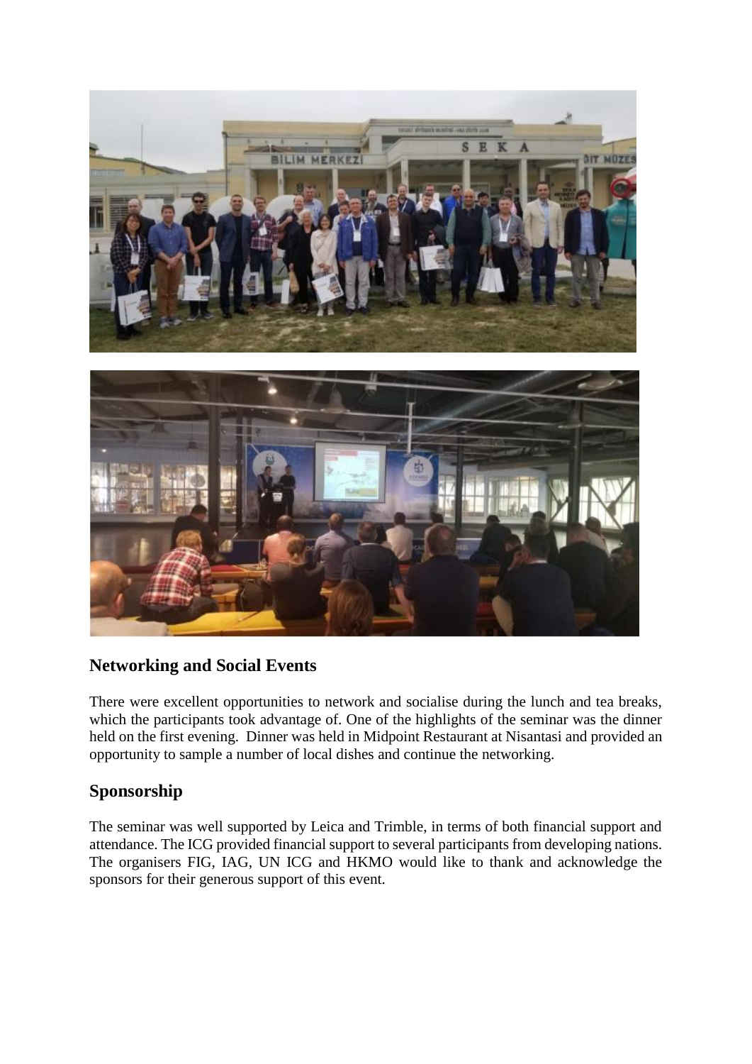## Networking and Social Events

There were excellent opportunities to network and socialise during the lunch and tea breaks, which the participants took advantage of. One of the highlights of the seminar was the dinner held on the first evening. Dinner was held in Midpoint Restaurant at Nisantasi and provided an opportunity to sample a number of local dishes and continue the networking.

## Sponsorship

The seminar was well supported by Leica and Trimble, in terms of both financial support and attendance. The ICG provided financial support to several participants from developing nations. The organisers FIG, IAG, UN ICG and HKMO would like to thank and acknowledge the sponsors for their generous support of this event.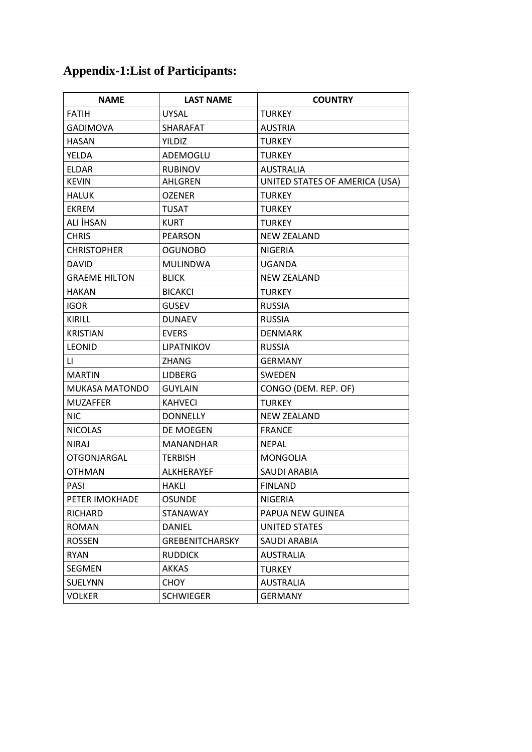# Appendix-1:List of Participants:

| NAME | LAST NAME | COUNTRY |
|---|---|---|
| FATIH | UYSAL | TURKEY |
| GADIMOVA | SHARAFAT | AUSTRIA |
| HASAN | YILDIZ | TURKEY |
| YELDA | ADEMOGLU | TURKEY |
| ELDAR | RUBINOV | AUSTRALIA |
| KEVIN | AHLGREN | UNITED STATES OF AMERICA (USA) |
| HALUK | OZENER | TURKEY |
| EKREM | TUSAT | TURKEY |
| ALI İHSAN | KURT | TURKEY |
| CHRIS | PEARSON | NEW ZEALAND |
| CHRISTOPHER | OGUNOBO | NIGERIA |
| DAVID | MULINDWA | UGANDA |
| GRAEME HILTON | BLICK | NEW ZEALAND |
| HAKAN | BICAKCI | TURKEY |
| IGOR | GUSEV | RUSSIA |
| KIRILL | DUNAEV | RUSSIA |
| KRISTIAN | EVERS | DENMARK |
| LEONID | LIPATNIKOV | RUSSIA |
| LI | ZHANG | GERMANY |
| MARTIN | LIDBERG | SWEDEN |
| MUKASA MATONDO | GUYLAIN | CONGO (DEM. REP. OF) |
| MUZAFFER | KAHVECI | TURKEY |
| NIC | DONNELLY | NEW ZEALAND |
| NICOLAS | DE MOEGEN | FRANCE |
| NIRAJ | MANANDHAR | NEPAL |
| OTGONJARGAL | TERBISH | MONGOLIA |
| OTHMAN | ALKHERAYEF | SAUDI ARABIA |
| PASI | HAKLI | FINLAND |
| PETER IMOKHADE | OSUNDE | NIGERIA |
| RICHARD | STANAWAY | PAPUA NEW GUINEA |
| ROMAN | DANIEL | UNITED STATES |
| ROSSEN | GREBENITCHARSKY | SAUDI ARABIA |
| RYAN | RUDDICK | AUSTRALIA |
| SEGMEN | AKKAS | TURKEY |
| SUELYNN | CHOY | AUSTRALIA |
| VOLKER | SCHWIEGER | GERMANY |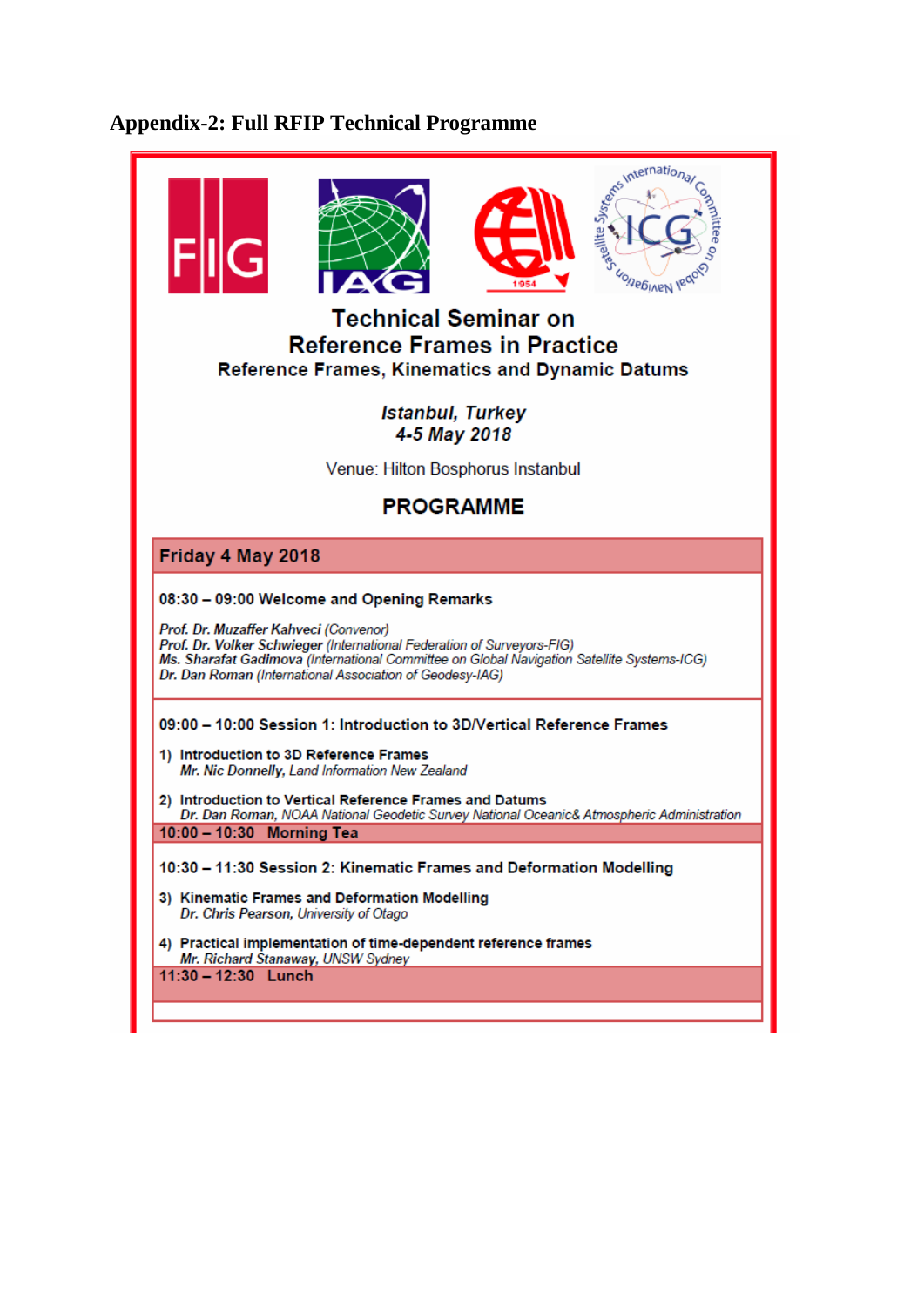## Appendix-2: Full RFIP Technical Programme

# Technical Seminar on Reference Frames in Practice

### Reference Frames, Kinematics and Dynamic Datums

***Istanbul, Turkey***
***4-5 May 2018***

Venue: Hilton Bosphorus Instanbul

## PROGRAMME

### Friday 4 May 2018

**08:30 – 09:00 Welcome and Opening Remarks**

***Prof. Dr. Muzaffer Kahveci*** *(Convenor)*
***Prof. Dr. Volker Schwieger*** *(International Federation of Surveyors-FIG)*
***Ms. Sharafat Gadimova*** *(International Committee on Global Navigation Satellite Systems-ICG)*
***Dr. Dan Roman*** *(International Association of Geodesy-IAG)*

**09:00 – 10:00 Session 1: Introduction to 3D/Vertical Reference Frames**

1) **Introduction to 3D Reference Frames**
   ***Mr. Nic Donnelly,*** *Land Information New Zealand*

2) **Introduction to Vertical Reference Frames and Datums**
   ***Dr. Dan Roman,*** *NOAA National Geodetic Survey National Oceanic& Atmospheric Administration*

**10:00 – 10:30 Morning Tea**

**10:30 – 11:30 Session 2: Kinematic Frames and Deformation Modelling**

3) **Kinematic Frames and Deformation Modelling**
   ***Dr. Chris Pearson,*** *University of Otago*

4) **Practical implementation of time-dependent reference frames**
   ***Mr. Richard Stanaway,*** *UNSW Sydney*

**11:30 – 12:30 Lunch**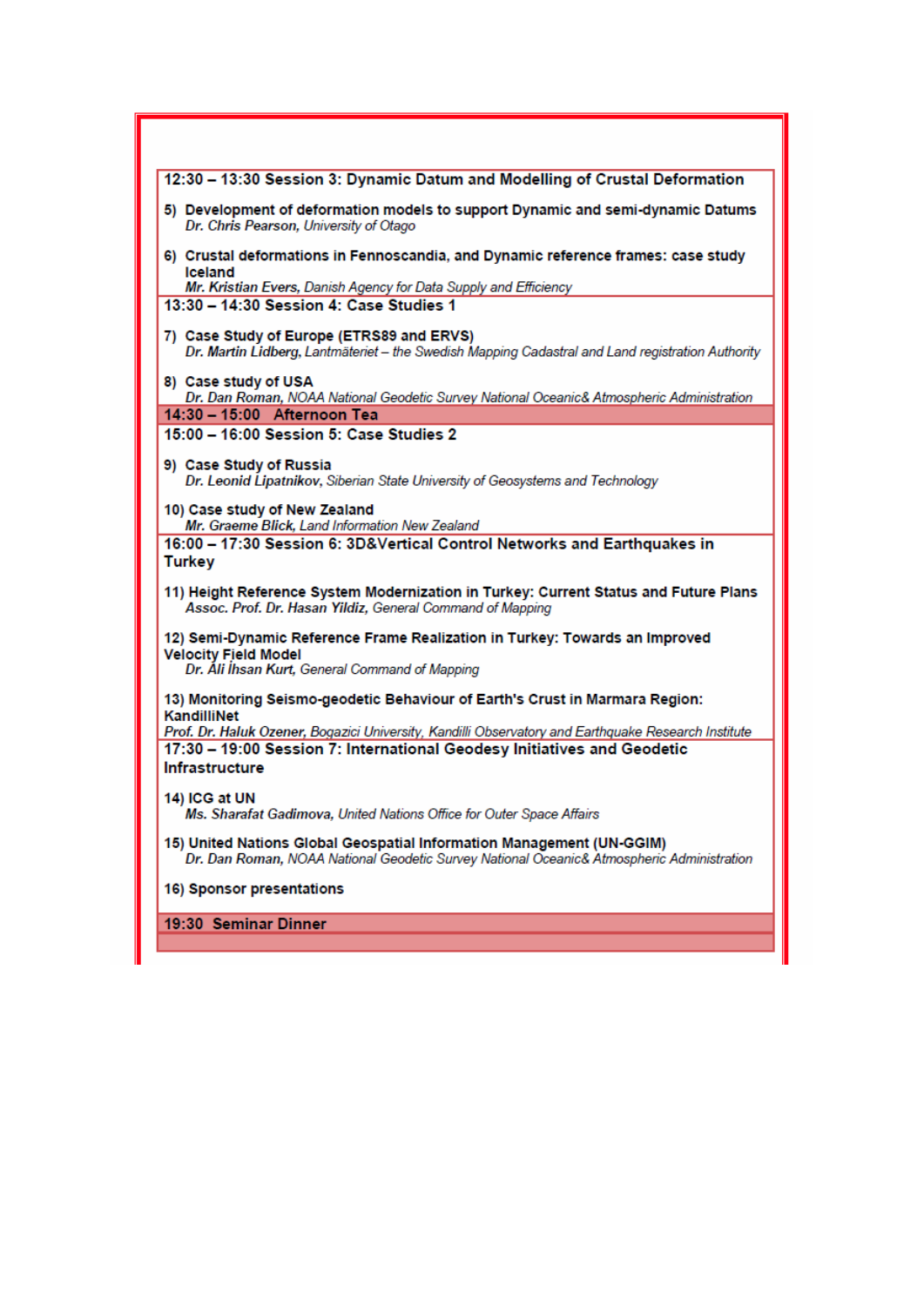**12:30 – 13:30 Session 3: Dynamic Datum and Modelling of Crustal Deformation**

5) **Development of deformation models to support Dynamic and semi-dynamic Datums**
*Dr. Chris Pearson, University of Otago*

6) **Crustal deformations in Fennoscandia, and Dynamic reference frames: case study Iceland**
*Mr. Kristian Evers, Danish Agency for Data Supply and Efficiency*

**13:30 – 14:30 Session 4: Case Studies 1**

7) **Case Study of Europe (ETRS89 and ERVS)**
*Dr. Martin Lidberg, Lantmäteriet – the Swedish Mapping Cadastral and Land registration Authority*

8) **Case study of USA**
*Dr. Dan Roman, NOAA National Geodetic Survey National Oceanic& Atmospheric Administration*

**14:30 – 15:00 Afternoon Tea**

**15:00 – 16:00 Session 5: Case Studies 2**

9) **Case Study of Russia**
*Dr. Leonid Lipatnikov, Siberian State University of Geosystems and Technology*

10) **Case study of New Zealand**
*Mr. Graeme Blick, Land Information New Zealand*

**16:00 – 17:30 Session 6: 3D&Vertical Control Networks and Earthquakes in Turkey**

11) **Height Reference System Modernization in Turkey: Current Status and Future Plans**
*Assoc. Prof. Dr. Hasan Yildiz, General Command of Mapping*

12) **Semi-Dynamic Reference Frame Realization in Turkey: Towards an Improved Velocity Field Model**
*Dr. Ali İhsan Kurt, General Command of Mapping*

13) **Monitoring Seismo-geodetic Behaviour of Earth's Crust in Marmara Region: KandilliNet**
*Prof. Dr. Haluk Ozener, Bogazici University, Kandilli Observatory and Earthquake Research Institute*

**17:30 – 19:00 Session 7: International Geodesy Initiatives and Geodetic Infrastructure**

14) **ICG at UN**
*Ms. Sharafat Gadimova, United Nations Office for Outer Space Affairs*

15) **United Nations Global Geospatial Information Management (UN-GGIM)**
*Dr. Dan Roman, NOAA National Geodetic Survey National Oceanic& Atmospheric Administration*

16) **Sponsor presentations**

**19:30 Seminar Dinner**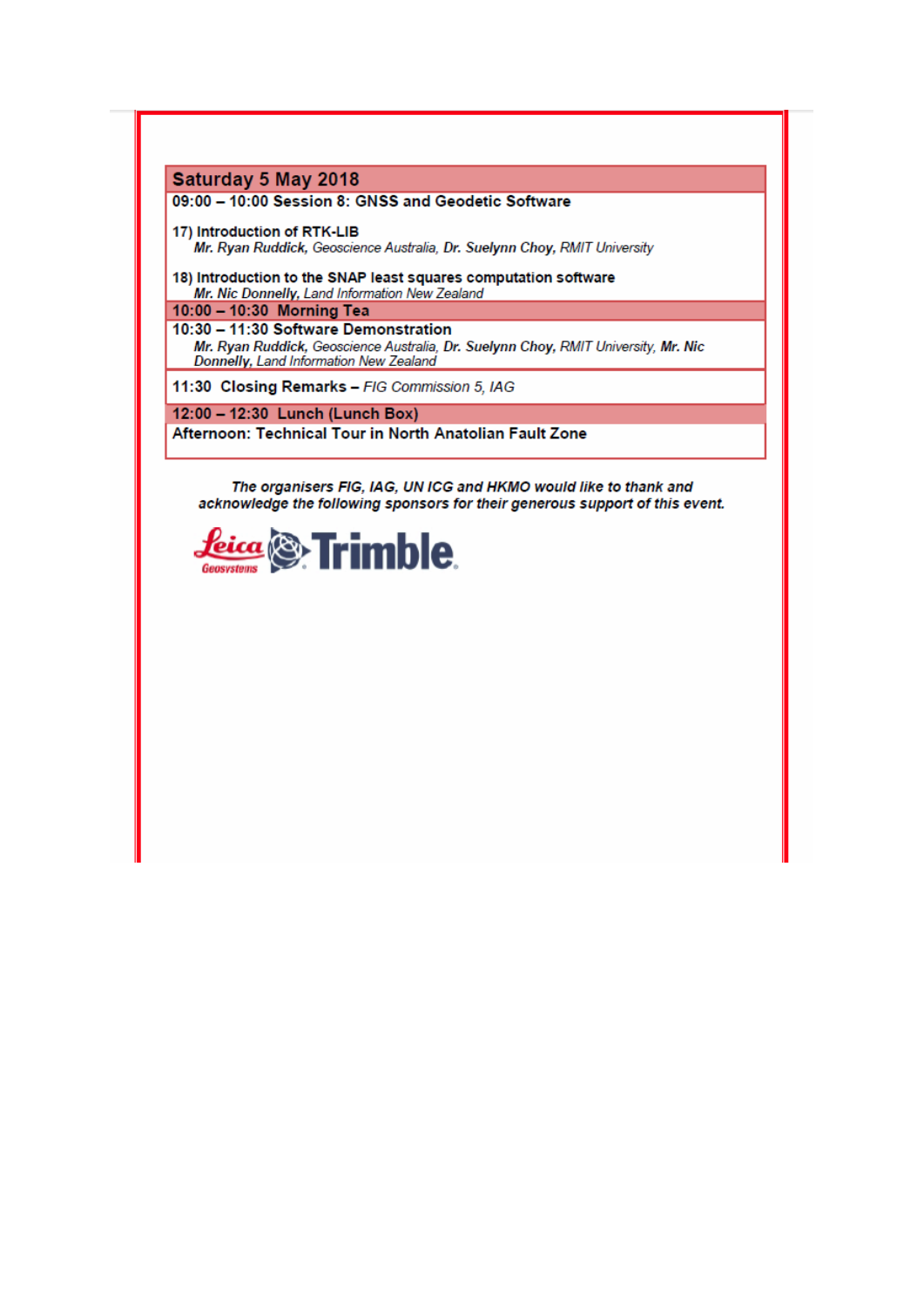## Saturday 5 May 2018

**09:00 – 10:00 Session 8: GNSS and Geodetic Software**

**17) Introduction of RTK-LIB**
***Mr. Ryan Ruddick,*** *Geoscience Australia,* ***Dr. Suelynn Choy,*** *RMIT University*

**18) Introduction to the SNAP least squares computation software**
***Mr. Nic Donnelly,*** *Land Information New Zealand*

**10:00 – 10:30 Morning Tea**

**10:30 – 11:30 Software Demonstration**
***Mr. Ryan Ruddick,*** *Geoscience Australia,* ***Dr. Suelynn Choy,*** *RMIT University,* ***Mr. Nic Donnelly,*** *Land Information New Zealand*

**11:30 Closing Remarks –** *FIG Commission 5, IAG*

**12:00 – 12:30 Lunch (Lunch Box)**

**Afternoon: Technical Tour in North Anatolian Fault Zone**

***The organisers FIG, IAG, UN ICG and HKMO would like to thank and acknowledge the following sponsors for their generous support of this event.***

Leica Geosystems Trimble